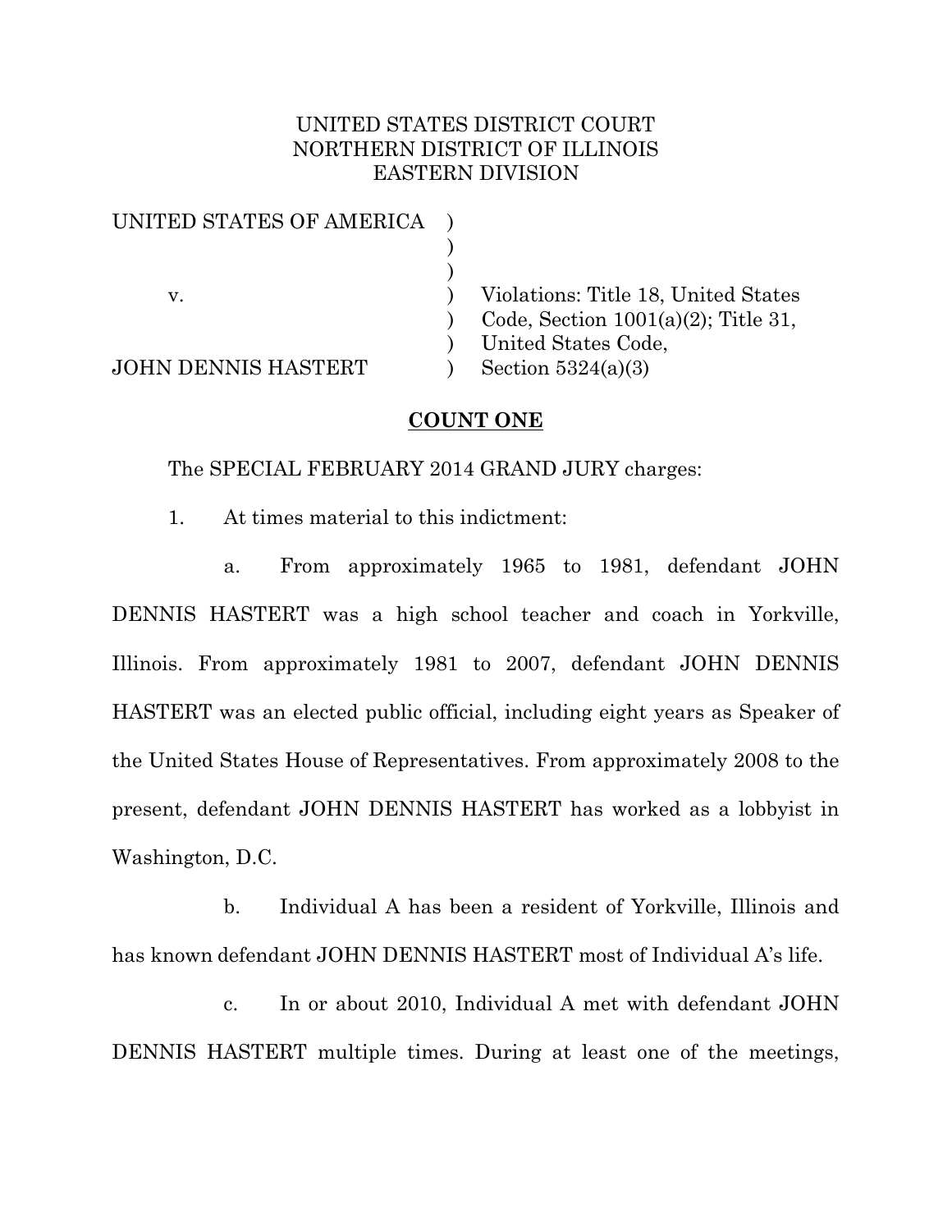UNITED STATES DISTRICT COURT
NORTHERN DISTRICT OF ILLINOIS
EASTERN DIVISION

| | | |
|---|---|---|
| UNITED STATES OF AMERICA | ) | |
| | ) | |
| | ) | |
| v. | ) | Violations: Title 18, United States |
| | ) | Code, Section 1001(a)(2); Title 31, |
| | ) | United States Code, |
| JOHN DENNIS HASTERT | ) | Section 5324(a)(3) |

## COUNT ONE

The SPECIAL FEBRUARY 2014 GRAND JURY charges:

1. At times material to this indictment:

a. From approximately 1965 to 1981, defendant JOHN DENNIS HASTERT was a high school teacher and coach in Yorkville, Illinois. From approximately 1981 to 2007, defendant JOHN DENNIS HASTERT was an elected public official, including eight years as Speaker of the United States House of Representatives. From approximately 2008 to the present, defendant JOHN DENNIS HASTERT has worked as a lobbyist in Washington, D.C.

b. Individual A has been a resident of Yorkville, Illinois and has known defendant JOHN DENNIS HASTERT most of Individual A's life.

c. In or about 2010, Individual A met with defendant JOHN DENNIS HASTERT multiple times. During at least one of the meetings,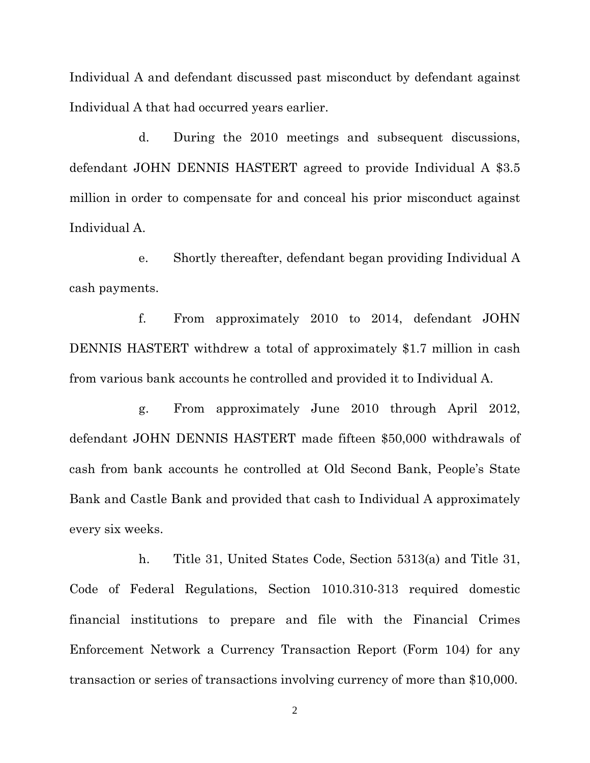Individual A and defendant discussed past misconduct by defendant against Individual A that had occurred years earlier.

d. During the 2010 meetings and subsequent discussions, defendant JOHN DENNIS HASTERT agreed to provide Individual A $3.5 million in order to compensate for and conceal his prior misconduct against Individual A.

e. Shortly thereafter, defendant began providing Individual A cash payments.

f. From approximately 2010 to 2014, defendant JOHN DENNIS HASTERT withdrew a total of approximately $1.7 million in cash from various bank accounts he controlled and provided it to Individual A.

g. From approximately June 2010 through April 2012, defendant JOHN DENNIS HASTERT made fifteen $50,000 withdrawals of cash from bank accounts he controlled at Old Second Bank, People's State Bank and Castle Bank and provided that cash to Individual A approximately every six weeks.

h. Title 31, United States Code, Section 5313(a) and Title 31, Code of Federal Regulations, Section 1010.310-313 required domestic financial institutions to prepare and file with the Financial Crimes Enforcement Network a Currency Transaction Report (Form 104) for any transaction or series of transactions involving currency of more than $10,000.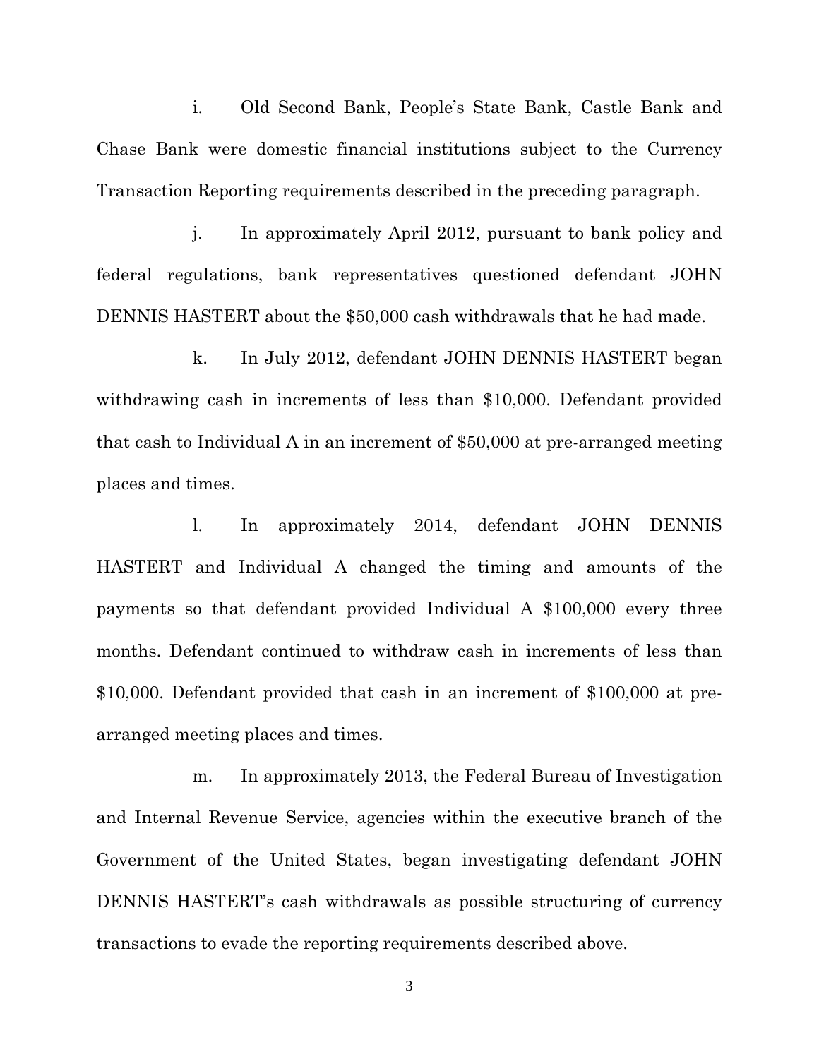i. Old Second Bank, People's State Bank, Castle Bank and Chase Bank were domestic financial institutions subject to the Currency Transaction Reporting requirements described in the preceding paragraph.

j. In approximately April 2012, pursuant to bank policy and federal regulations, bank representatives questioned defendant JOHN DENNIS HASTERT about the $50,000 cash withdrawals that he had made.

k. In July 2012, defendant JOHN DENNIS HASTERT began withdrawing cash in increments of less than $10,000. Defendant provided that cash to Individual A in an increment of $50,000 at pre-arranged meeting places and times.

l. In approximately 2014, defendant JOHN DENNIS HASTERT and Individual A changed the timing and amounts of the payments so that defendant provided Individual A $100,000 every three months. Defendant continued to withdraw cash in increments of less than $10,000. Defendant provided that cash in an increment of $100,000 at pre-arranged meeting places and times.

m. In approximately 2013, the Federal Bureau of Investigation and Internal Revenue Service, agencies within the executive branch of the Government of the United States, began investigating defendant JOHN DENNIS HASTERT's cash withdrawals as possible structuring of currency transactions to evade the reporting requirements described above.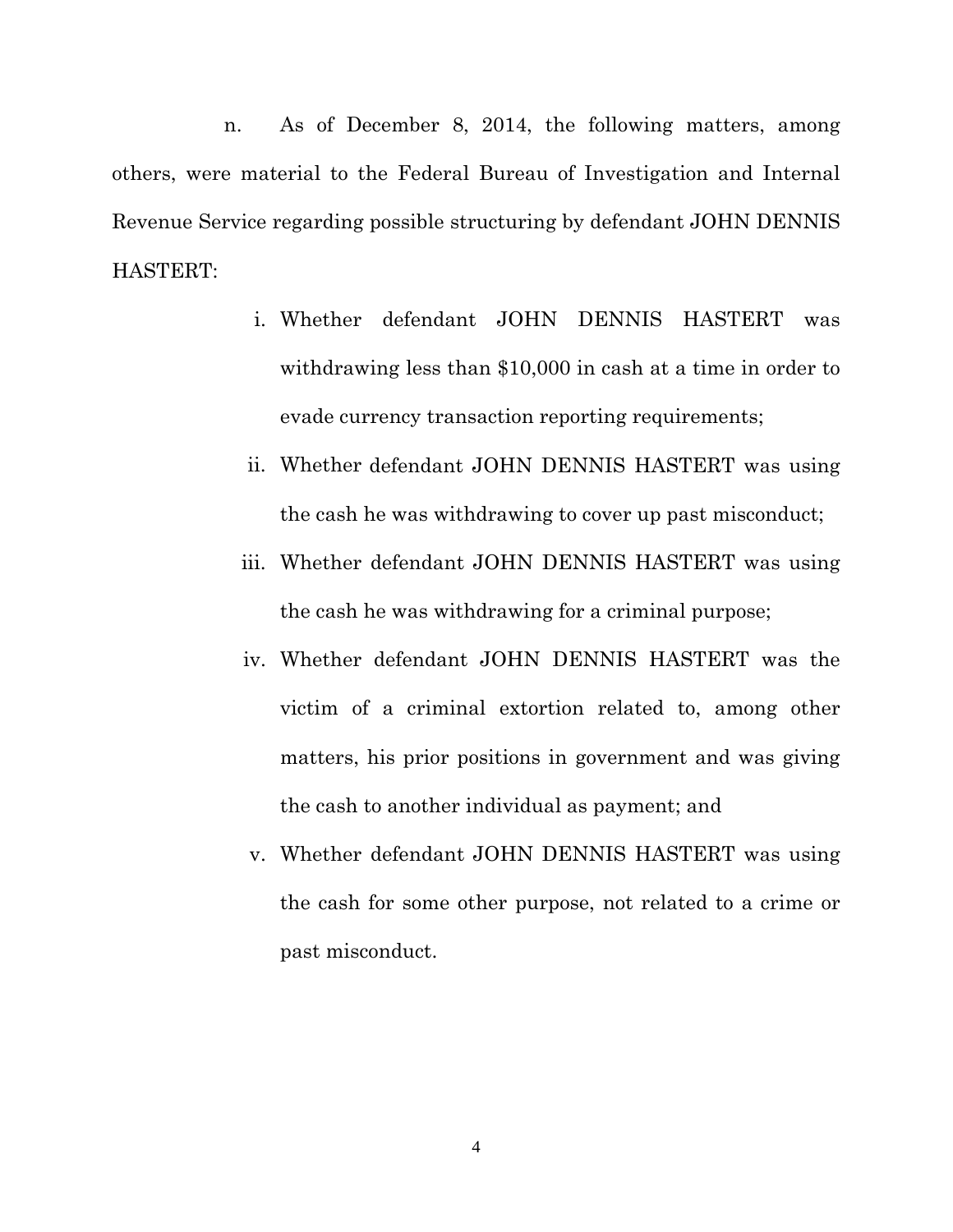n. As of December 8, 2014, the following matters, among others, were material to the Federal Bureau of Investigation and Internal Revenue Service regarding possible structuring by defendant JOHN DENNIS HASTERT:

i. Whether defendant JOHN DENNIS HASTERT was withdrawing less than $10,000 in cash at a time in order to evade currency transaction reporting requirements;

ii. Whether defendant JOHN DENNIS HASTERT was using the cash he was withdrawing to cover up past misconduct;

iii. Whether defendant JOHN DENNIS HASTERT was using the cash he was withdrawing for a criminal purpose;

iv. Whether defendant JOHN DENNIS HASTERT was the victim of a criminal extortion related to, among other matters, his prior positions in government and was giving the cash to another individual as payment; and

v. Whether defendant JOHN DENNIS HASTERT was using the cash for some other purpose, not related to a crime or past misconduct.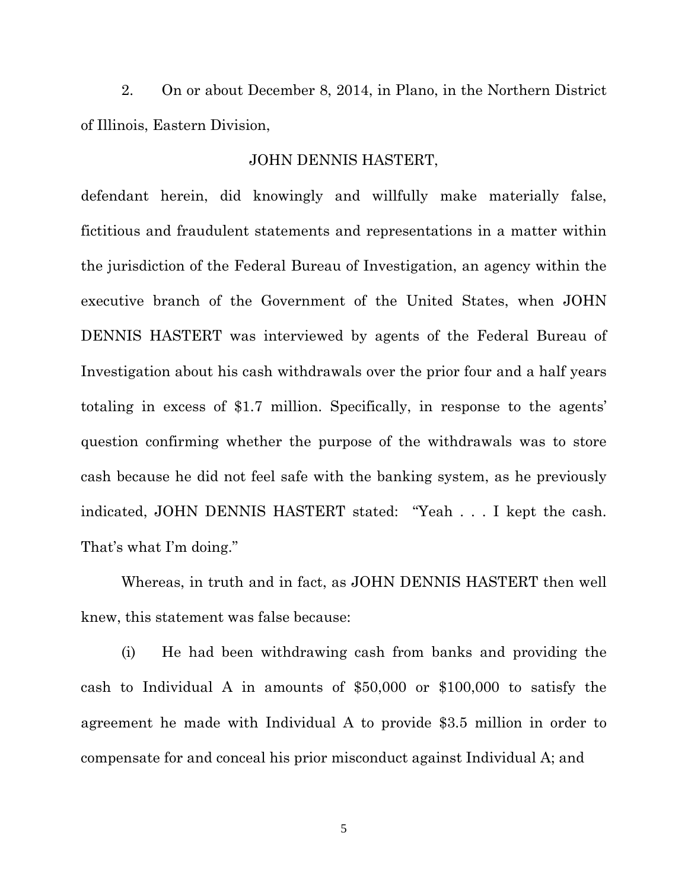2. On or about December 8, 2014, in Plano, in the Northern District of Illinois, Eastern Division,

JOHN DENNIS HASTERT,

defendant herein, did knowingly and willfully make materially false, fictitious and fraudulent statements and representations in a matter within the jurisdiction of the Federal Bureau of Investigation, an agency within the executive branch of the Government of the United States, when JOHN DENNIS HASTERT was interviewed by agents of the Federal Bureau of Investigation about his cash withdrawals over the prior four and a half years totaling in excess of $1.7 million. Specifically, in response to the agents' question confirming whether the purpose of the withdrawals was to store cash because he did not feel safe with the banking system, as he previously indicated, JOHN DENNIS HASTERT stated: "Yeah . . . I kept the cash. That's what I'm doing."

Whereas, in truth and in fact, as JOHN DENNIS HASTERT then well knew, this statement was false because:

(i) He had been withdrawing cash from banks and providing the cash to Individual A in amounts of $50,000 or $100,000 to satisfy the agreement he made with Individual A to provide $3.5 million in order to compensate for and conceal his prior misconduct against Individual A; and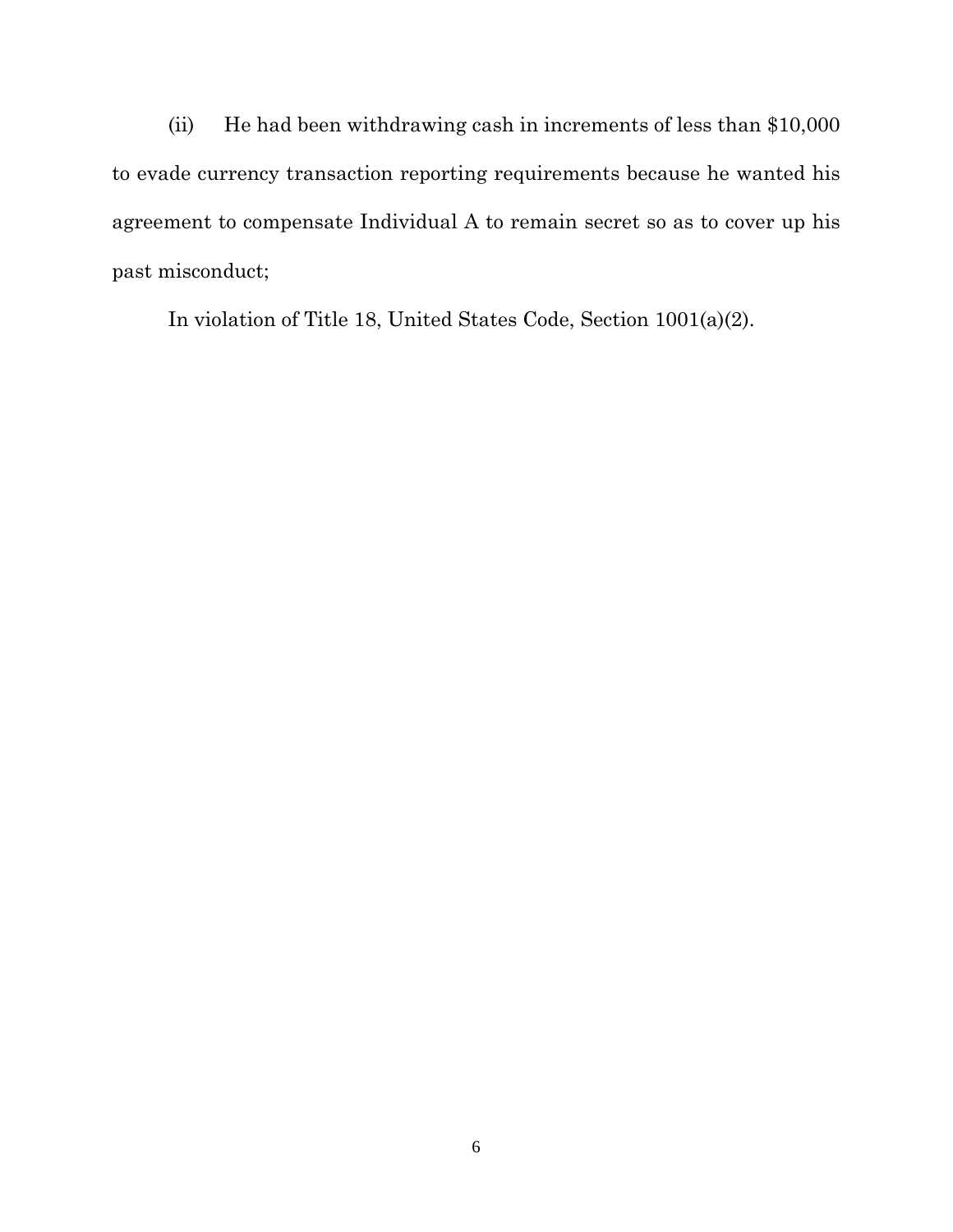(ii) He had been withdrawing cash in increments of less than $10,000 to evade currency transaction reporting requirements because he wanted his agreement to compensate Individual A to remain secret so as to cover up his past misconduct;

In violation of Title 18, United States Code, Section 1001(a)(2).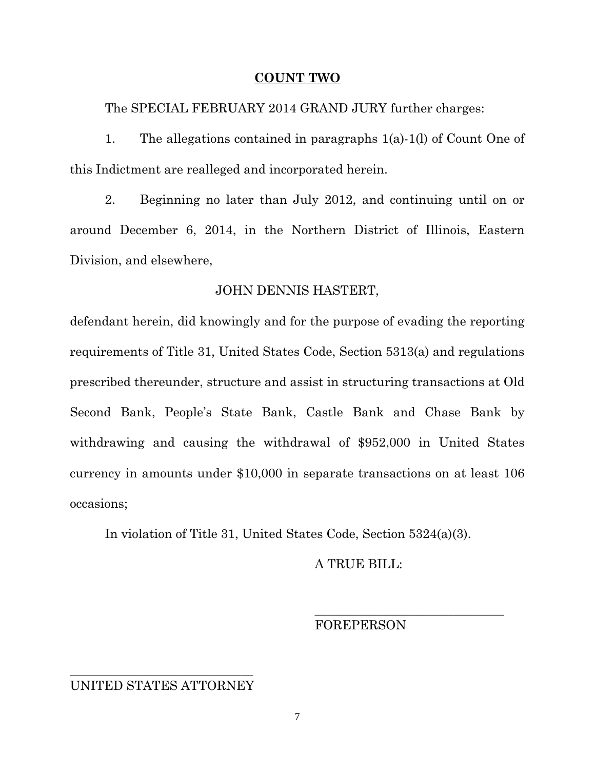## COUNT TWO

The SPECIAL FEBRUARY 2014 GRAND JURY further charges:

1. The allegations contained in paragraphs 1(a)-1(l) of Count One of this Indictment are realleged and incorporated herein.

2. Beginning no later than July 2012, and continuing until on or around December 6, 2014, in the Northern District of Illinois, Eastern Division, and elsewhere,

JOHN DENNIS HASTERT,

defendant herein, did knowingly and for the purpose of evading the reporting requirements of Title 31, United States Code, Section 5313(a) and regulations prescribed thereunder, structure and assist in structuring transactions at Old Second Bank, People's State Bank, Castle Bank and Chase Bank by withdrawing and causing the withdrawal of $952,000 in United States currency in amounts under $10,000 in separate transactions on at least 106 occasions;

In violation of Title 31, United States Code, Section 5324(a)(3).

A TRUE BILL:

\_\_\_\_\_\_\_\_\_\_\_\_\_\_\_\_\_\_\_\_\_\_\_\_\_\_\_\_\_\_

FOREPERSON

\_\_\_\_\_\_\_\_\_\_\_\_\_\_\_\_\_\_\_\_\_\_\_\_\_\_\_\_\_\_

UNITED STATES ATTORNEY